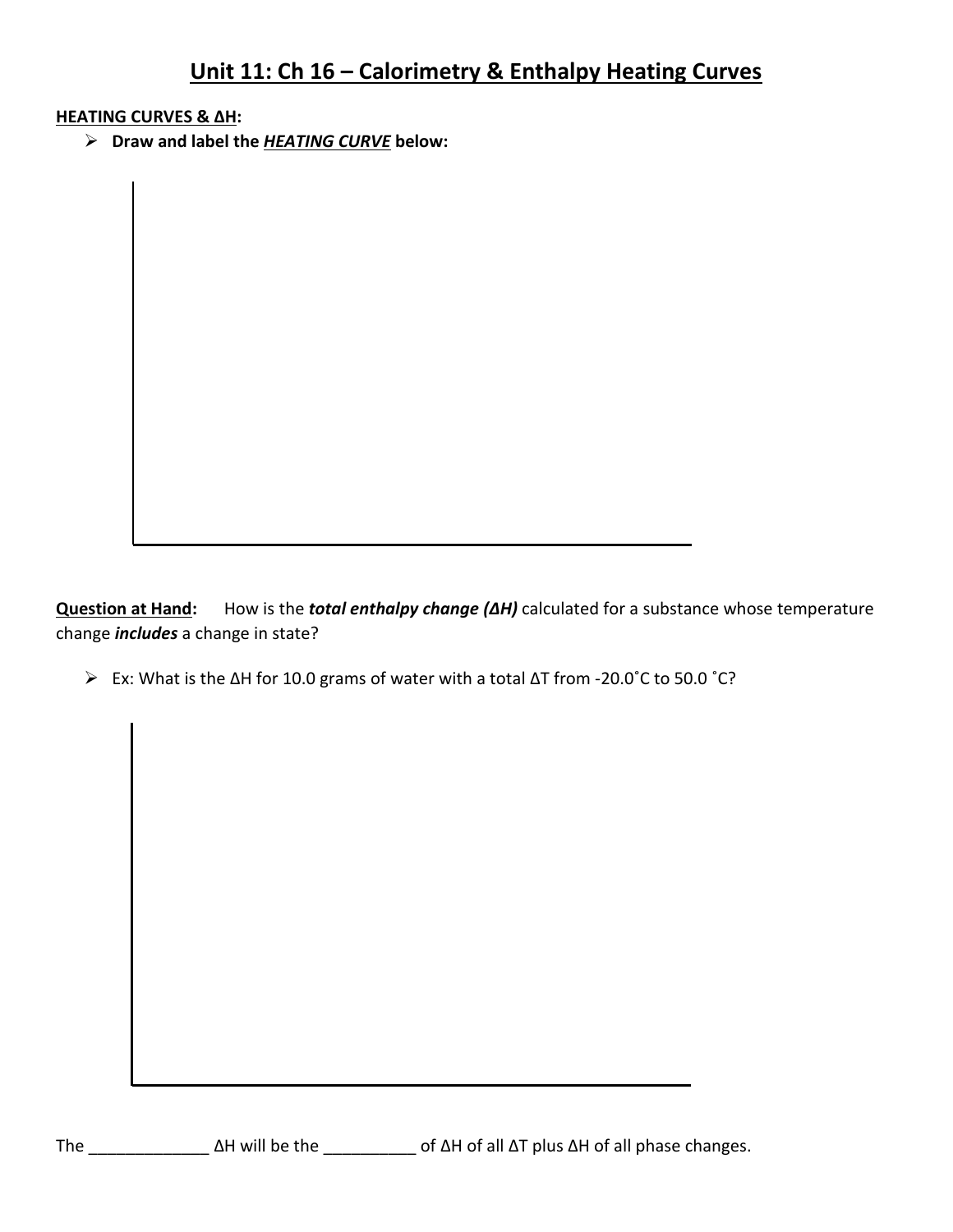# Unit 11: Ch 16 – Calorimetry & Enthalpy Heating Curves

**HEATING CURVES & ΔH:**

- **Draw and label the *HEATING CURVE* below:**

**Question at Hand:** How is the ***total enthalpy change (ΔH)*** calculated for a substance whose temperature change ***includes*** a change in state?

- Ex: What is the ΔH for 10.0 grams of water with a total ΔT from -20.0˚C to 50.0 ˚C?

The _____________ ΔH will be the __________ of ΔH of all ΔT plus ΔH of all phase changes.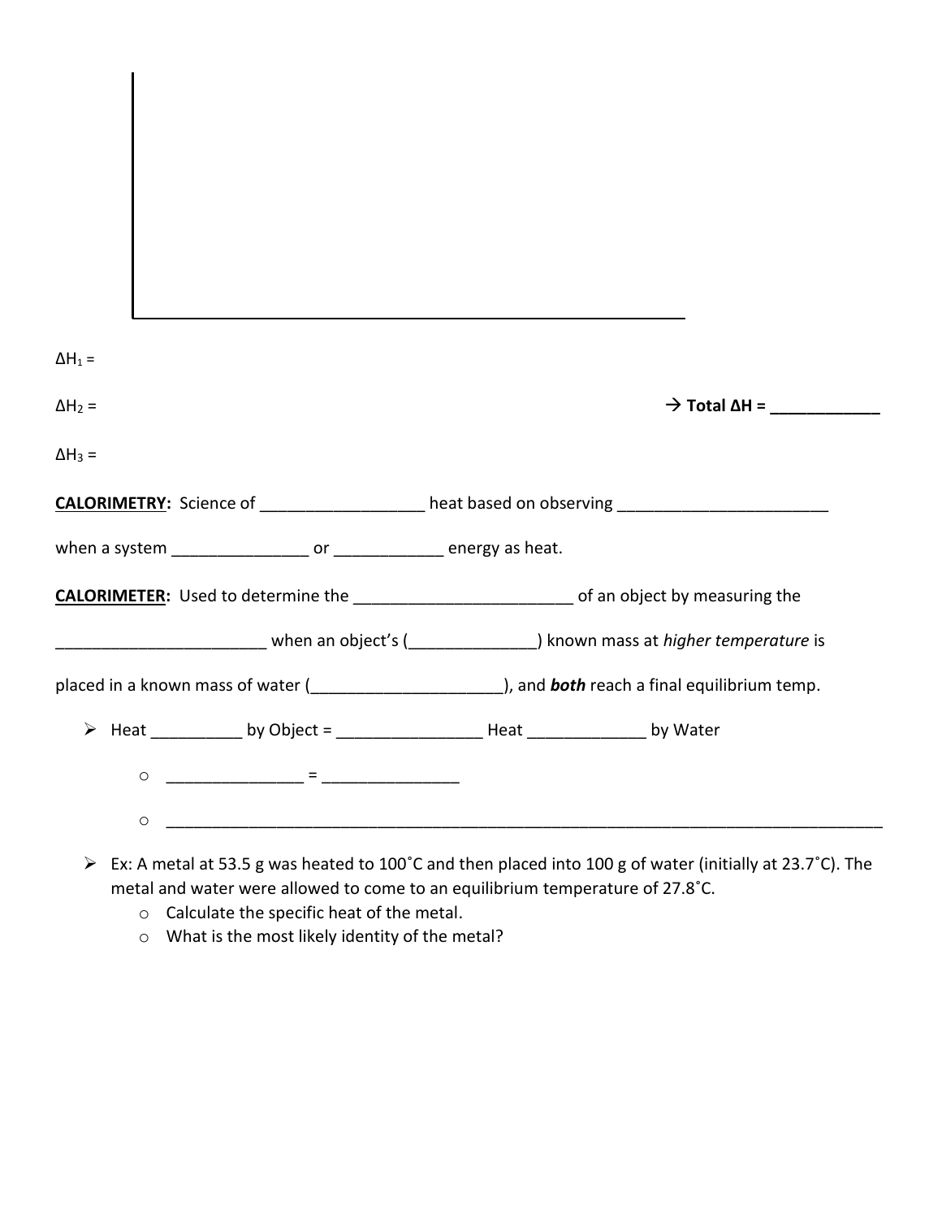$\Delta H_1$ =

$\Delta H_2$ = → **Total $\Delta H$ = ____________**

$\Delta H_3$ =

**CALORIMETRY:** Science of __________________ heat based on observing _______________________

when a system _______________ or ____________ energy as heat.

**CALORIMETER:** Used to determine the _______________________ of an object by measuring the

_______________________ when an object's (_____________) known mass at *higher temperature* is

placed in a known mass of water (____________________), and ***both*** reach a final equilibrium temp.

- Heat __________ by Object = ________________ Heat _____________ by Water
  - _______________ = _______________
  - ________________________________________________________________________________
- Ex: A metal at 53.5 g was heated to 100˚C and then placed into 100 g of water (initially at 23.7˚C). The metal and water were allowed to come to an equilibrium temperature of 27.8˚C.
  - Calculate the specific heat of the metal.
  - What is the most likely identity of the metal?